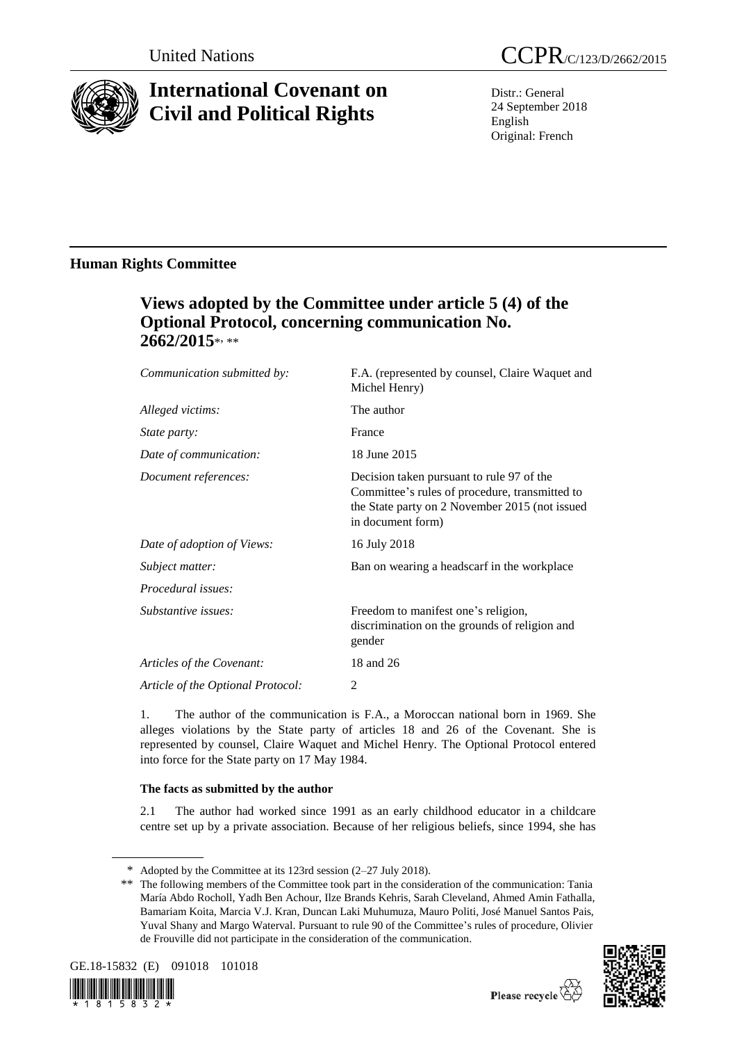United Nations

CCPR/C/123/D/2662/2015

# International Covenant on Civil and Political Rights

Distr.: General
24 September 2018
English
Original: French

## Human Rights Committee

### Views adopted by the Committee under article 5 (4) of the Optional Protocol, concerning communication No. 2662/2015*, **

| | |
|---|---|
| *Communication submitted by:* | F.A. (represented by counsel, Claire Waquet and Michel Henry) |
| *Alleged victims:* | The author |
| *State party:* | France |
| *Date of communication:* | 18 June 2015 |
| *Document references:* | Decision taken pursuant to rule 97 of the Committee's rules of procedure, transmitted to the State party on 2 November 2015 (not issued in document form) |
| *Date of adoption of Views:* | 16 July 2018 |
| *Subject matter:* | Ban on wearing a headscarf in the workplace |
| *Procedural issues:* | |
| *Substantive issues:* | Freedom to manifest one's religion, discrimination on the grounds of religion and gender |
| *Articles of the Covenant:* | 18 and 26 |
| *Article of the Optional Protocol:* | 2 |

1. The author of the communication is F.A., a Moroccan national born in 1969. She alleges violations by the State party of articles 18 and 26 of the Covenant. She is represented by counsel, Claire Waquet and Michel Henry. The Optional Protocol entered into force for the State party on 17 May 1984.

**The facts as submitted by the author**

2.1 The author had worked since 1991 as an early childhood educator in a childcare centre set up by a private association. Because of her religious beliefs, since 1994, she has

\* Adopted by the Committee at its 123rd session (2–27 July 2018).

\*\* The following members of the Committee took part in the consideration of the communication: Tania María Abdo Rocholl, Yadh Ben Achour, Ilze Brands Kehris, Sarah Cleveland, Ahmed Amin Fathalla, Bamariam Koita, Marcia V.J. Kran, Duncan Laki Muhumuza, Mauro Politi, José Manuel Santos Pais, Yuval Shany and Margo Waterval. Pursuant to rule 90 of the Committee's rules of procedure, Olivier de Frouville did not participate in the consideration of the communication.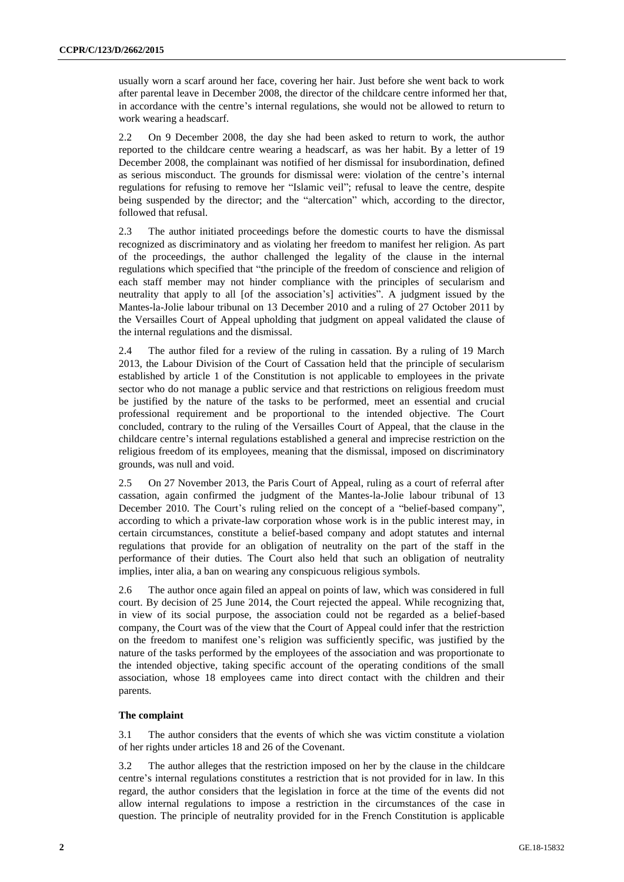usually worn a scarf around her face, covering her hair. Just before she went back to work after parental leave in December 2008, the director of the childcare centre informed her that, in accordance with the centre's internal regulations, she would not be allowed to return to work wearing a headscarf.

2.2 On 9 December 2008, the day she had been asked to return to work, the author reported to the childcare centre wearing a headscarf, as was her habit. By a letter of 19 December 2008, the complainant was notified of her dismissal for insubordination, defined as serious misconduct. The grounds for dismissal were: violation of the centre's internal regulations for refusing to remove her "Islamic veil"; refusal to leave the centre, despite being suspended by the director; and the "altercation" which, according to the director, followed that refusal.

2.3 The author initiated proceedings before the domestic courts to have the dismissal recognized as discriminatory and as violating her freedom to manifest her religion. As part of the proceedings, the author challenged the legality of the clause in the internal regulations which specified that "the principle of the freedom of conscience and religion of each staff member may not hinder compliance with the principles of secularism and neutrality that apply to all [of the association's] activities". A judgment issued by the Mantes-la-Jolie labour tribunal on 13 December 2010 and a ruling of 27 October 2011 by the Versailles Court of Appeal upholding that judgment on appeal validated the clause of the internal regulations and the dismissal.

2.4 The author filed for a review of the ruling in cassation. By a ruling of 19 March 2013, the Labour Division of the Court of Cassation held that the principle of secularism established by article 1 of the Constitution is not applicable to employees in the private sector who do not manage a public service and that restrictions on religious freedom must be justified by the nature of the tasks to be performed, meet an essential and crucial professional requirement and be proportional to the intended objective. The Court concluded, contrary to the ruling of the Versailles Court of Appeal, that the clause in the childcare centre's internal regulations established a general and imprecise restriction on the religious freedom of its employees, meaning that the dismissal, imposed on discriminatory grounds, was null and void.

2.5 On 27 November 2013, the Paris Court of Appeal, ruling as a court of referral after cassation, again confirmed the judgment of the Mantes-la-Jolie labour tribunal of 13 December 2010. The Court's ruling relied on the concept of a "belief-based company", according to which a private-law corporation whose work is in the public interest may, in certain circumstances, constitute a belief-based company and adopt statutes and internal regulations that provide for an obligation of neutrality on the part of the staff in the performance of their duties. The Court also held that such an obligation of neutrality implies, inter alia, a ban on wearing any conspicuous religious symbols.

2.6 The author once again filed an appeal on points of law, which was considered in full court. By decision of 25 June 2014, the Court rejected the appeal. While recognizing that, in view of its social purpose, the association could not be regarded as a belief-based company, the Court was of the view that the Court of Appeal could infer that the restriction on the freedom to manifest one's religion was sufficiently specific, was justified by the nature of the tasks performed by the employees of the association and was proportionate to the intended objective, taking specific account of the operating conditions of the small association, whose 18 employees came into direct contact with the children and their parents.

### The complaint

3.1 The author considers that the events of which she was victim constitute a violation of her rights under articles 18 and 26 of the Covenant.

3.2 The author alleges that the restriction imposed on her by the clause in the childcare centre's internal regulations constitutes a restriction that is not provided for in law. In this regard, the author considers that the legislation in force at the time of the events did not allow internal regulations to impose a restriction in the circumstances of the case in question. The principle of neutrality provided for in the French Constitution is applicable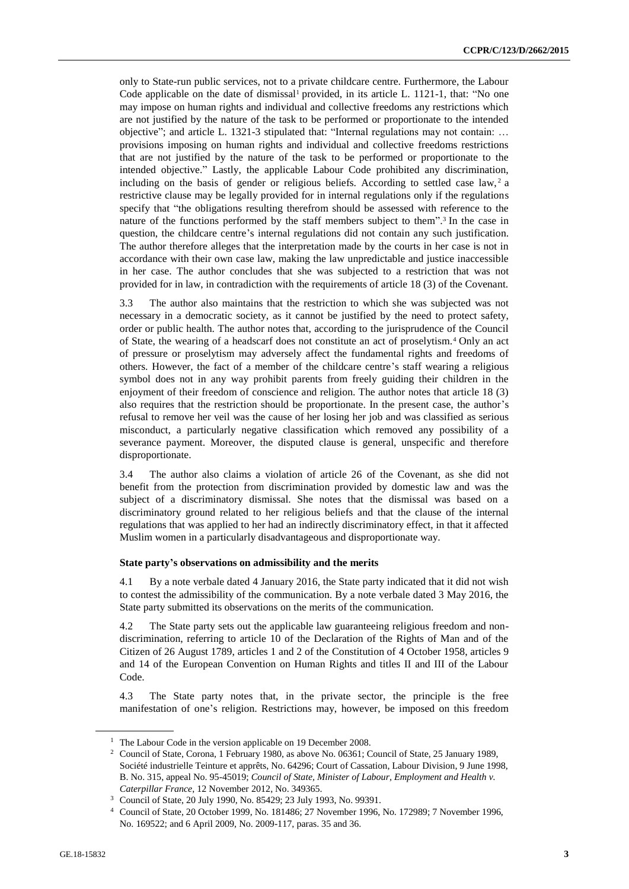only to State-run public services, not to a private childcare centre. Furthermore, the Labour Code applicable on the date of dismissal[1] provided, in its article L. 1121-1, that: "No one may impose on human rights and individual and collective freedoms any restrictions which are not justified by the nature of the task to be performed or proportionate to the intended objective"; and article L. 1321-3 stipulated that: "Internal regulations may not contain: … provisions imposing on human rights and individual and collective freedoms restrictions that are not justified by the nature of the task to be performed or proportionate to the intended objective." Lastly, the applicable Labour Code prohibited any discrimination, including on the basis of gender or religious beliefs. According to settled case law,[2] a restrictive clause may be legally provided for in internal regulations only if the regulations specify that "the obligations resulting therefrom should be assessed with reference to the nature of the functions performed by the staff members subject to them".[3] In the case in question, the childcare centre's internal regulations did not contain any such justification. The author therefore alleges that the interpretation made by the courts in her case is not in accordance with their own case law, making the law unpredictable and justice inaccessible in her case. The author concludes that she was subjected to a restriction that was not provided for in law, in contradiction with the requirements of article 18 (3) of the Covenant.

3.3 The author also maintains that the restriction to which she was subjected was not necessary in a democratic society, as it cannot be justified by the need to protect safety, order or public health. The author notes that, according to the jurisprudence of the Council of State, the wearing of a headscarf does not constitute an act of proselytism.[4] Only an act of pressure or proselytism may adversely affect the fundamental rights and freedoms of others. However, the fact of a member of the childcare centre's staff wearing a religious symbol does not in any way prohibit parents from freely guiding their children in the enjoyment of their freedom of conscience and religion. The author notes that article 18 (3) also requires that the restriction should be proportionate. In the present case, the author's refusal to remove her veil was the cause of her losing her job and was classified as serious misconduct, a particularly negative classification which removed any possibility of a severance payment. Moreover, the disputed clause is general, unspecific and therefore disproportionate.

3.4 The author also claims a violation of article 26 of the Covenant, as she did not benefit from the protection from discrimination provided by domestic law and was the subject of a discriminatory dismissal. She notes that the dismissal was based on a discriminatory ground related to her religious beliefs and that the clause of the internal regulations that was applied to her had an indirectly discriminatory effect, in that it affected Muslim women in a particularly disadvantageous and disproportionate way.

### State party's observations on admissibility and the merits

4.1 By a note verbale dated 4 January 2016, the State party indicated that it did not wish to contest the admissibility of the communication. By a note verbale dated 3 May 2016, the State party submitted its observations on the merits of the communication.

4.2 The State party sets out the applicable law guaranteeing religious freedom and non-discrimination, referring to article 10 of the Declaration of the Rights of Man and of the Citizen of 26 August 1789, articles 1 and 2 of the Constitution of 4 October 1958, articles 9 and 14 of the European Convention on Human Rights and titles II and III of the Labour Code.

4.3 The State party notes that, in the private sector, the principle is the free manifestation of one's religion. Restrictions may, however, be imposed on this freedom

---

[1] The Labour Code in the version applicable on 19 December 2008.

[2] Council of State, Corona, 1 February 1980, as above No. 06361; Council of State, 25 January 1989, Société industrielle Teinture et apprêts, No. 64296; Court of Cassation, Labour Division, 9 June 1998, B. No. 315, appeal No. 95-45019; *Council of State, Minister of Labour, Employment and Health v. Caterpillar France*, 12 November 2012, No. 349365.

[3] Council of State, 20 July 1990, No. 85429; 23 July 1993, No. 99391.

[4] Council of State, 20 October 1999, No. 181486; 27 November 1996, No. 172989; 7 November 1996, No. 169522; and 6 April 2009, No. 2009-117, paras. 35 and 36.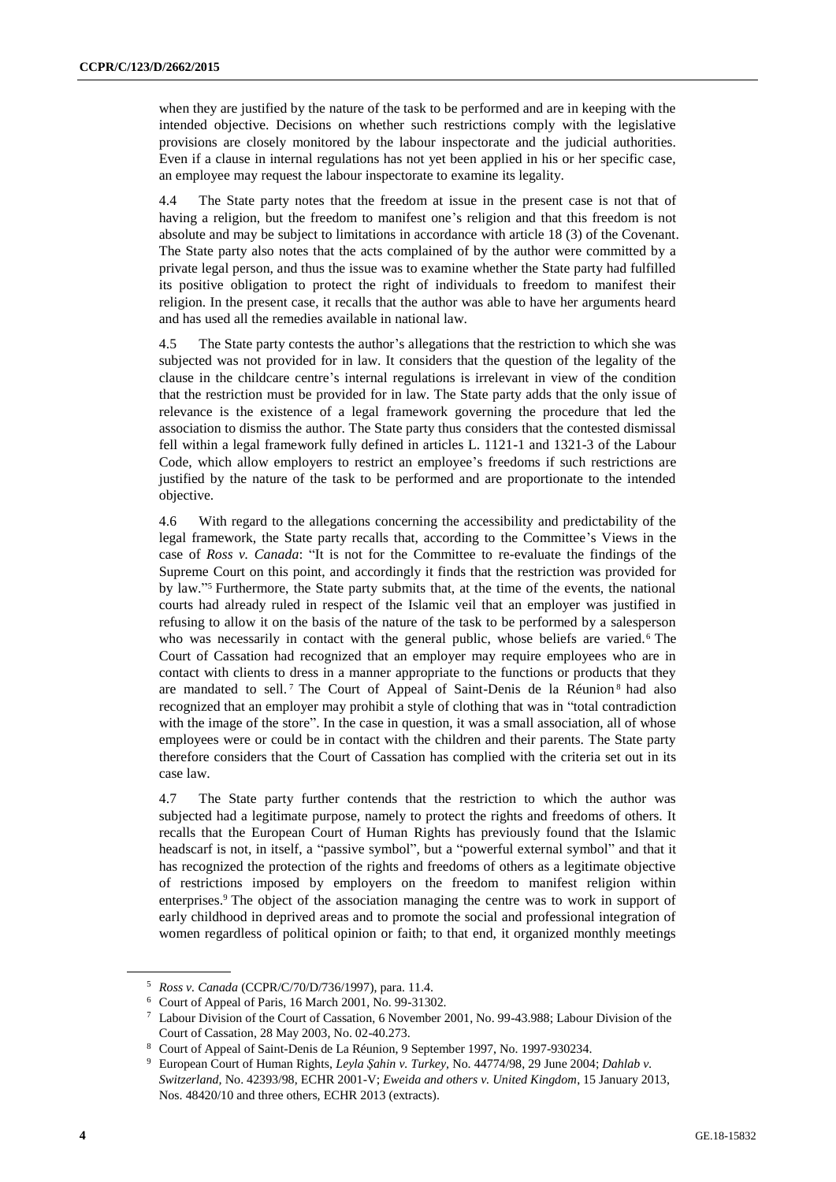when they are justified by the nature of the task to be performed and are in keeping with the intended objective. Decisions on whether such restrictions comply with the legislative provisions are closely monitored by the labour inspectorate and the judicial authorities. Even if a clause in internal regulations has not yet been applied in his or her specific case, an employee may request the labour inspectorate to examine its legality.

4.4 The State party notes that the freedom at issue in the present case is not that of having a religion, but the freedom to manifest one's religion and that this freedom is not absolute and may be subject to limitations in accordance with article 18 (3) of the Covenant. The State party also notes that the acts complained of by the author were committed by a private legal person, and thus the issue was to examine whether the State party had fulfilled its positive obligation to protect the right of individuals to freedom to manifest their religion. In the present case, it recalls that the author was able to have her arguments heard and has used all the remedies available in national law.

4.5 The State party contests the author's allegations that the restriction to which she was subjected was not provided for in law. It considers that the question of the legality of the clause in the childcare centre's internal regulations is irrelevant in view of the condition that the restriction must be provided for in law. The State party adds that the only issue of relevance is the existence of a legal framework governing the procedure that led the association to dismiss the author. The State party thus considers that the contested dismissal fell within a legal framework fully defined in articles L. 1121-1 and 1321-3 of the Labour Code, which allow employers to restrict an employee's freedoms if such restrictions are justified by the nature of the task to be performed and are proportionate to the intended objective.

4.6 With regard to the allegations concerning the accessibility and predictability of the legal framework, the State party recalls that, according to the Committee's Views in the case of *Ross v. Canada*: "It is not for the Committee to re-evaluate the findings of the Supreme Court on this point, and accordingly it finds that the restriction was provided for by law."[5] Furthermore, the State party submits that, at the time of the events, the national courts had already ruled in respect of the Islamic veil that an employer was justified in refusing to allow it on the basis of the nature of the task to be performed by a salesperson who was necessarily in contact with the general public, whose beliefs are varied.[6] The Court of Cassation had recognized that an employer may require employees who are in contact with clients to dress in a manner appropriate to the functions or products that they are mandated to sell.[7] The Court of Appeal of Saint-Denis de la Réunion[8] had also recognized that an employer may prohibit a style of clothing that was in "total contradiction with the image of the store". In the case in question, it was a small association, all of whose employees were or could be in contact with the children and their parents. The State party therefore considers that the Court of Cassation has complied with the criteria set out in its case law.

4.7 The State party further contends that the restriction to which the author was subjected had a legitimate purpose, namely to protect the rights and freedoms of others. It recalls that the European Court of Human Rights has previously found that the Islamic headscarf is not, in itself, a "passive symbol", but a "powerful external symbol" and that it has recognized the protection of the rights and freedoms of others as a legitimate objective of restrictions imposed by employers on the freedom to manifest religion within enterprises.[9] The object of the association managing the centre was to work in support of early childhood in deprived areas and to promote the social and professional integration of women regardless of political opinion or faith; to that end, it organized monthly meetings

---

[5] *Ross v. Canada* (CCPR/C/70/D/736/1997), para. 11.4.

[6] Court of Appeal of Paris, 16 March 2001, No. 99-31302.

[7] Labour Division of the Court of Cassation, 6 November 2001, No. 99-43.988; Labour Division of the Court of Cassation, 28 May 2003, No. 02-40.273.

[8] Court of Appeal of Saint-Denis de La Réunion, 9 September 1997, No. 1997-930234.

[9] European Court of Human Rights, *Leyla Şahin v. Turkey*, No. 44774/98, 29 June 2004; *Dahlab v. Switzerland*, No. 42393/98, ECHR 2001-V; *Eweida and others v. United Kingdom*, 15 January 2013, Nos. 48420/10 and three others, ECHR 2013 (extracts).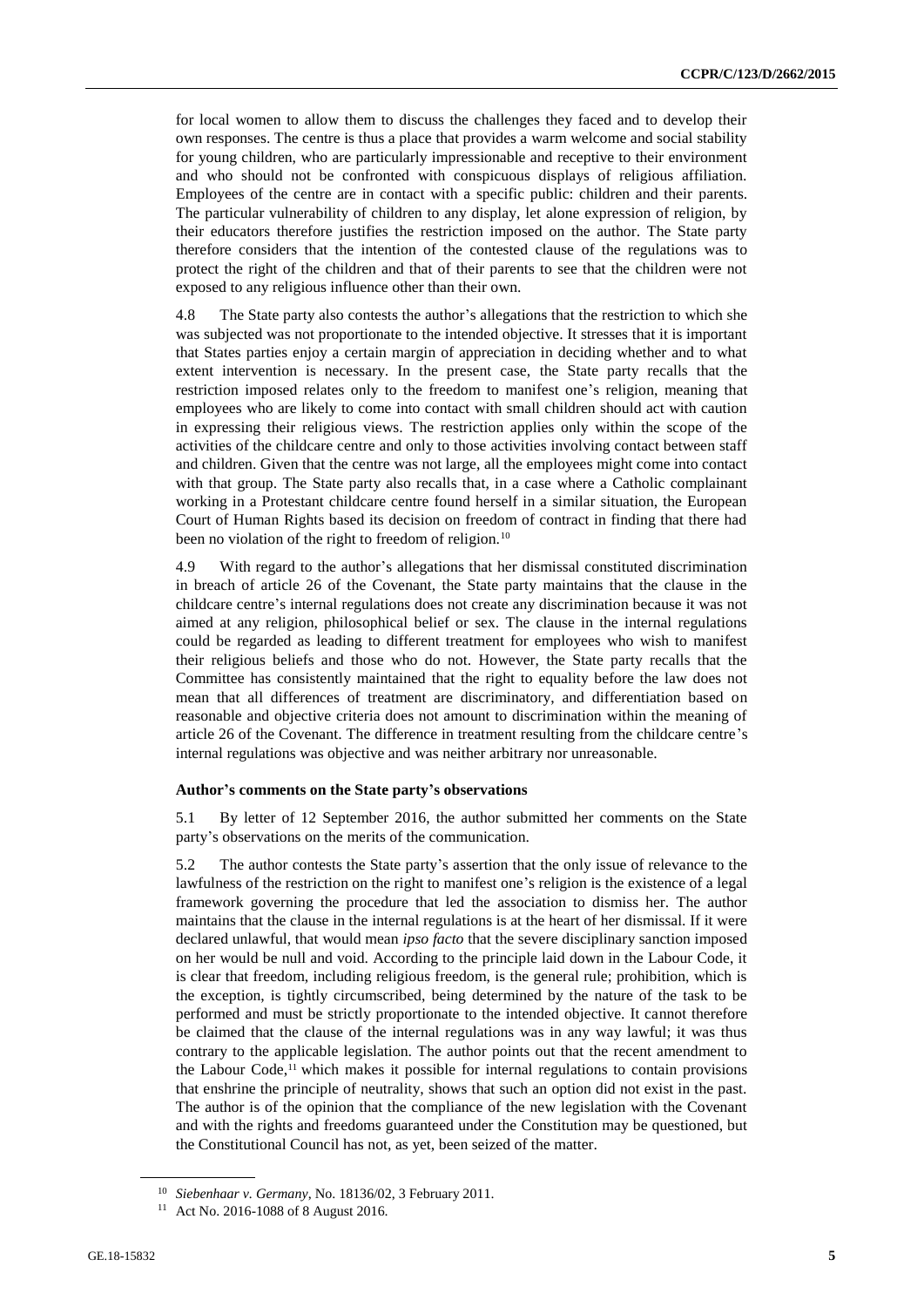for local women to allow them to discuss the challenges they faced and to develop their own responses. The centre is thus a place that provides a warm welcome and social stability for young children, who are particularly impressionable and receptive to their environment and who should not be confronted with conspicuous displays of religious affiliation. Employees of the centre are in contact with a specific public: children and their parents. The particular vulnerability of children to any display, let alone expression of religion, by their educators therefore justifies the restriction imposed on the author. The State party therefore considers that the intention of the contested clause of the regulations was to protect the right of the children and that of their parents to see that the children were not exposed to any religious influence other than their own.

4.8 The State party also contests the author's allegations that the restriction to which she was subjected was not proportionate to the intended objective. It stresses that it is important that States parties enjoy a certain margin of appreciation in deciding whether and to what extent intervention is necessary. In the present case, the State party recalls that the restriction imposed relates only to the freedom to manifest one's religion, meaning that employees who are likely to come into contact with small children should act with caution in expressing their religious views. The restriction applies only within the scope of the activities of the childcare centre and only to those activities involving contact between staff and children. Given that the centre was not large, all the employees might come into contact with that group. The State party also recalls that, in a case where a Catholic complainant working in a Protestant childcare centre found herself in a similar situation, the European Court of Human Rights based its decision on freedom of contract in finding that there had been no violation of the right to freedom of religion.[10]

4.9 With regard to the author's allegations that her dismissal constituted discrimination in breach of article 26 of the Covenant, the State party maintains that the clause in the childcare centre's internal regulations does not create any discrimination because it was not aimed at any religion, philosophical belief or sex. The clause in the internal regulations could be regarded as leading to different treatment for employees who wish to manifest their religious beliefs and those who do not. However, the State party recalls that the Committee has consistently maintained that the right to equality before the law does not mean that all differences of treatment are discriminatory, and differentiation based on reasonable and objective criteria does not amount to discrimination within the meaning of article 26 of the Covenant. The difference in treatment resulting from the childcare centre's internal regulations was objective and was neither arbitrary nor unreasonable.

### Author's comments on the State party's observations

5.1 By letter of 12 September 2016, the author submitted her comments on the State party's observations on the merits of the communication.

5.2 The author contests the State party's assertion that the only issue of relevance to the lawfulness of the restriction on the right to manifest one's religion is the existence of a legal framework governing the procedure that led the association to dismiss her. The author maintains that the clause in the internal regulations is at the heart of her dismissal. If it were declared unlawful, that would mean *ipso facto* that the severe disciplinary sanction imposed on her would be null and void. According to the principle laid down in the Labour Code, it is clear that freedom, including religious freedom, is the general rule; prohibition, which is the exception, is tightly circumscribed, being determined by the nature of the task to be performed and must be strictly proportionate to the intended objective. It cannot therefore be claimed that the clause of the internal regulations was in any way lawful; it was thus contrary to the applicable legislation. The author points out that the recent amendment to the Labour Code,[11] which makes it possible for internal regulations to contain provisions that enshrine the principle of neutrality, shows that such an option did not exist in the past. The author is of the opinion that the compliance of the new legislation with the Covenant and with the rights and freedoms guaranteed under the Constitution may be questioned, but the Constitutional Council has not, as yet, been seized of the matter.

---

[10] *Siebenhaar v. Germany*, No. 18136/02, 3 February 2011.

[11] Act No. 2016-1088 of 8 August 2016.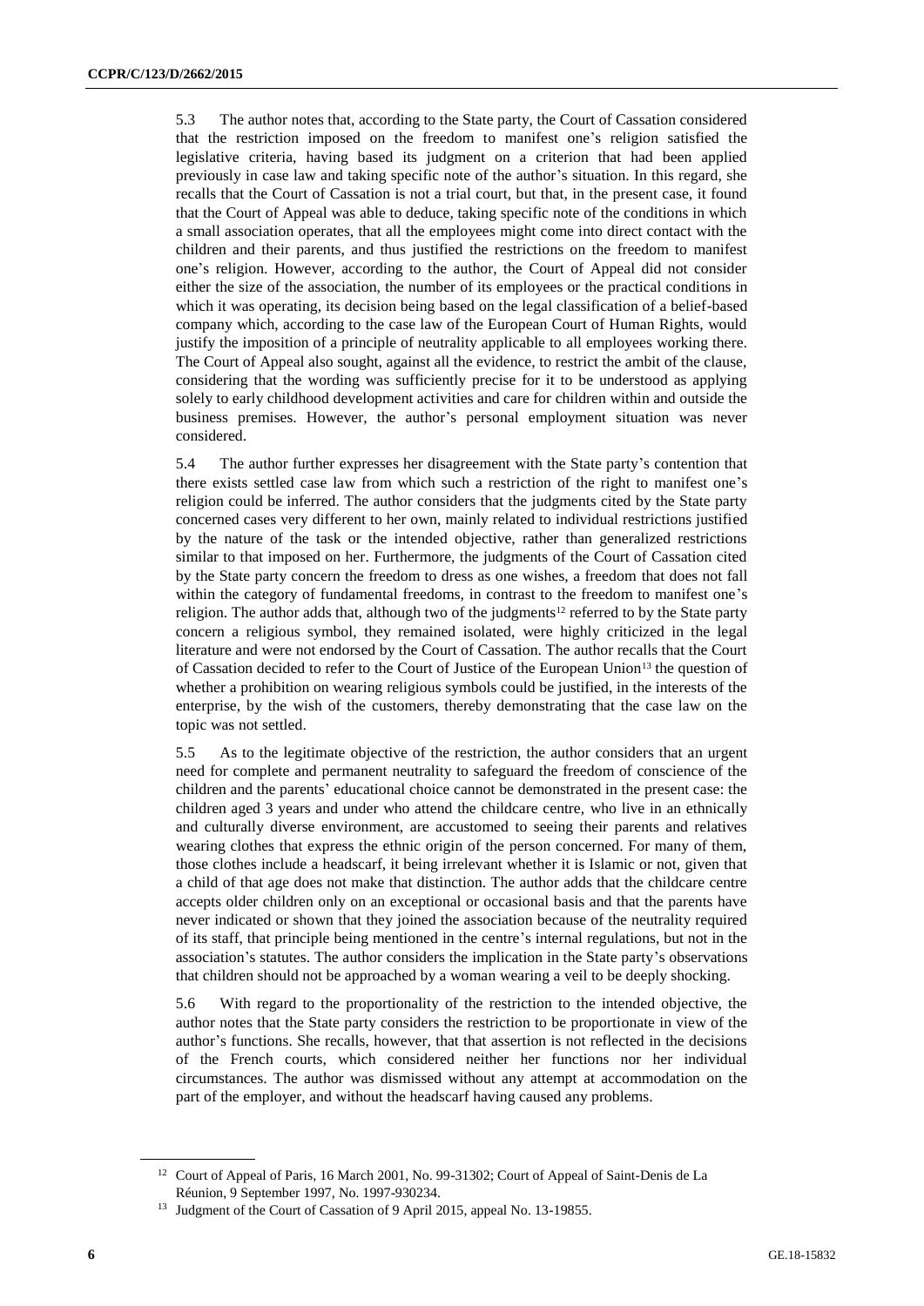5.3 The author notes that, according to the State party, the Court of Cassation considered that the restriction imposed on the freedom to manifest one's religion satisfied the legislative criteria, having based its judgment on a criterion that had been applied previously in case law and taking specific note of the author's situation. In this regard, she recalls that the Court of Cassation is not a trial court, but that, in the present case, it found that the Court of Appeal was able to deduce, taking specific note of the conditions in which a small association operates, that all the employees might come into direct contact with the children and their parents, and thus justified the restrictions on the freedom to manifest one's religion. However, according to the author, the Court of Appeal did not consider either the size of the association, the number of its employees or the practical conditions in which it was operating, its decision being based on the legal classification of a belief-based company which, according to the case law of the European Court of Human Rights, would justify the imposition of a principle of neutrality applicable to all employees working there. The Court of Appeal also sought, against all the evidence, to restrict the ambit of the clause, considering that the wording was sufficiently precise for it to be understood as applying solely to early childhood development activities and care for children within and outside the business premises. However, the author's personal employment situation was never considered.

5.4 The author further expresses her disagreement with the State party's contention that there exists settled case law from which such a restriction of the right to manifest one's religion could be inferred. The author considers that the judgments cited by the State party concerned cases very different to her own, mainly related to individual restrictions justified by the nature of the task or the intended objective, rather than generalized restrictions similar to that imposed on her. Furthermore, the judgments of the Court of Cassation cited by the State party concern the freedom to dress as one wishes, a freedom that does not fall within the category of fundamental freedoms, in contrast to the freedom to manifest one's religion. The author adds that, although two of the judgments[12] referred to by the State party concern a religious symbol, they remained isolated, were highly criticized in the legal literature and were not endorsed by the Court of Cassation. The author recalls that the Court of Cassation decided to refer to the Court of Justice of the European Union[13] the question of whether a prohibition on wearing religious symbols could be justified, in the interests of the enterprise, by the wish of the customers, thereby demonstrating that the case law on the topic was not settled.

5.5 As to the legitimate objective of the restriction, the author considers that an urgent need for complete and permanent neutrality to safeguard the freedom of conscience of the children and the parents' educational choice cannot be demonstrated in the present case: the children aged 3 years and under who attend the childcare centre, who live in an ethnically and culturally diverse environment, are accustomed to seeing their parents and relatives wearing clothes that express the ethnic origin of the person concerned. For many of them, those clothes include a headscarf, it being irrelevant whether it is Islamic or not, given that a child of that age does not make that distinction. The author adds that the childcare centre accepts older children only on an exceptional or occasional basis and that the parents have never indicated or shown that they joined the association because of the neutrality required of its staff, that principle being mentioned in the centre's internal regulations, but not in the association's statutes. The author considers the implication in the State party's observations that children should not be approached by a woman wearing a veil to be deeply shocking.

5.6 With regard to the proportionality of the restriction to the intended objective, the author notes that the State party considers the restriction to be proportionate in view of the author's functions. She recalls, however, that that assertion is not reflected in the decisions of the French courts, which considered neither her functions nor her individual circumstances. The author was dismissed without any attempt at accommodation on the part of the employer, and without the headscarf having caused any problems.

---

[12] Court of Appeal of Paris, 16 March 2001, No. 99-31302; Court of Appeal of Saint-Denis de La Réunion, 9 September 1997, No. 1997-930234.

[13] Judgment of the Court of Cassation of 9 April 2015, appeal No. 13-19855.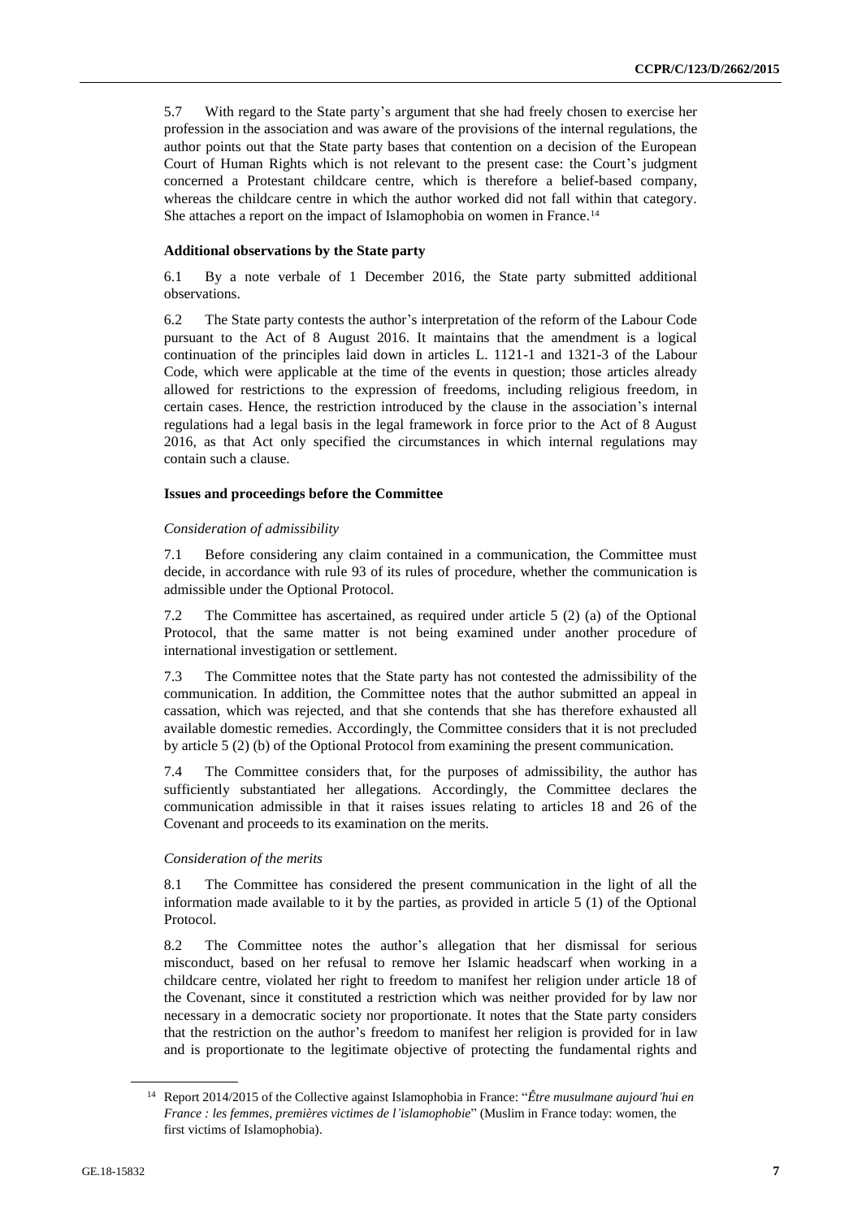5.7 With regard to the State party's argument that she had freely chosen to exercise her profession in the association and was aware of the provisions of the internal regulations, the author points out that the State party bases that contention on a decision of the European Court of Human Rights which is not relevant to the present case: the Court's judgment concerned a Protestant childcare centre, which is therefore a belief-based company, whereas the childcare centre in which the author worked did not fall within that category. She attaches a report on the impact of Islamophobia on women in France.[14]

### Additional observations by the State party

6.1 By a note verbale of 1 December 2016, the State party submitted additional observations.

6.2 The State party contests the author's interpretation of the reform of the Labour Code pursuant to the Act of 8 August 2016. It maintains that the amendment is a logical continuation of the principles laid down in articles L. 1121-1 and 1321-3 of the Labour Code, which were applicable at the time of the events in question; those articles already allowed for restrictions to the expression of freedoms, including religious freedom, in certain cases. Hence, the restriction introduced by the clause in the association's internal regulations had a legal basis in the legal framework in force prior to the Act of 8 August 2016, as that Act only specified the circumstances in which internal regulations may contain such a clause.

### Issues and proceedings before the Committee

*Consideration of admissibility*

7.1 Before considering any claim contained in a communication, the Committee must decide, in accordance with rule 93 of its rules of procedure, whether the communication is admissible under the Optional Protocol.

7.2 The Committee has ascertained, as required under article 5 (2) (a) of the Optional Protocol, that the same matter is not being examined under another procedure of international investigation or settlement.

7.3 The Committee notes that the State party has not contested the admissibility of the communication. In addition, the Committee notes that the author submitted an appeal in cassation, which was rejected, and that she contends that she has therefore exhausted all available domestic remedies. Accordingly, the Committee considers that it is not precluded by article 5 (2) (b) of the Optional Protocol from examining the present communication.

7.4 The Committee considers that, for the purposes of admissibility, the author has sufficiently substantiated her allegations. Accordingly, the Committee declares the communication admissible in that it raises issues relating to articles 18 and 26 of the Covenant and proceeds to its examination on the merits.

*Consideration of the merits*

8.1 The Committee has considered the present communication in the light of all the information made available to it by the parties, as provided in article 5 (1) of the Optional Protocol.

8.2 The Committee notes the author's allegation that her dismissal for serious misconduct, based on her refusal to remove her Islamic headscarf when working in a childcare centre, violated her right to freedom to manifest her religion under article 18 of the Covenant, since it constituted a restriction which was neither provided for by law nor necessary in a democratic society nor proportionate. It notes that the State party considers that the restriction on the author's freedom to manifest her religion is provided for in law and is proportionate to the legitimate objective of protecting the fundamental rights and

[14] Report 2014/2015 of the Collective against Islamophobia in France: "*Être musulmane aujourd'hui en France : les femmes, premières victimes de l'islamophobie*" (Muslim in France today: women, the first victims of Islamophobia).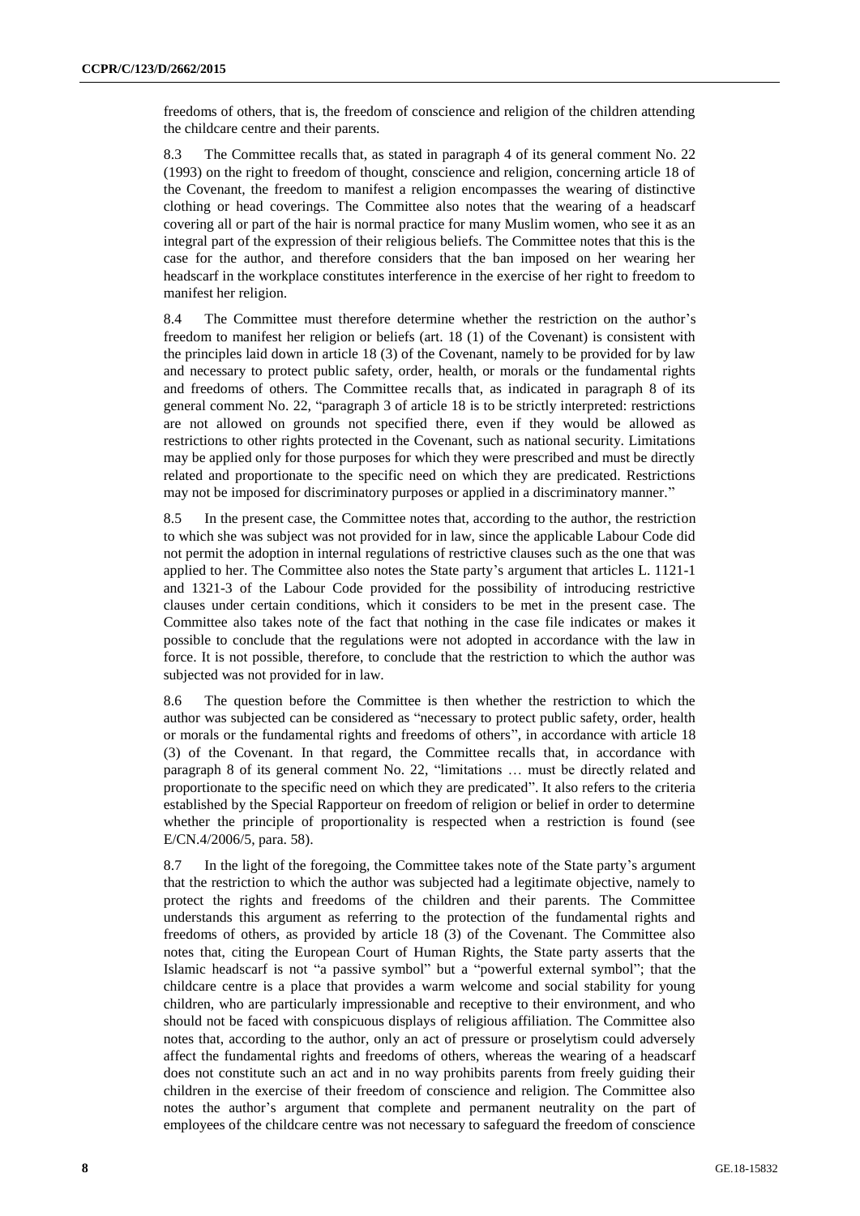freedoms of others, that is, the freedom of conscience and religion of the children attending the childcare centre and their parents.

8.3 The Committee recalls that, as stated in paragraph 4 of its general comment No. 22 (1993) on the right to freedom of thought, conscience and religion, concerning article 18 of the Covenant, the freedom to manifest a religion encompasses the wearing of distinctive clothing or head coverings. The Committee also notes that the wearing of a headscarf covering all or part of the hair is normal practice for many Muslim women, who see it as an integral part of the expression of their religious beliefs. The Committee notes that this is the case for the author, and therefore considers that the ban imposed on her wearing her headscarf in the workplace constitutes interference in the exercise of her right to freedom to manifest her religion.

8.4 The Committee must therefore determine whether the restriction on the author's freedom to manifest her religion or beliefs (art. 18 (1) of the Covenant) is consistent with the principles laid down in article 18 (3) of the Covenant, namely to be provided for by law and necessary to protect public safety, order, health, or morals or the fundamental rights and freedoms of others. The Committee recalls that, as indicated in paragraph 8 of its general comment No. 22, "paragraph 3 of article 18 is to be strictly interpreted: restrictions are not allowed on grounds not specified there, even if they would be allowed as restrictions to other rights protected in the Covenant, such as national security. Limitations may be applied only for those purposes for which they were prescribed and must be directly related and proportionate to the specific need on which they are predicated. Restrictions may not be imposed for discriminatory purposes or applied in a discriminatory manner."

8.5 In the present case, the Committee notes that, according to the author, the restriction to which she was subject was not provided for in law, since the applicable Labour Code did not permit the adoption in internal regulations of restrictive clauses such as the one that was applied to her. The Committee also notes the State party's argument that articles L. 1121-1 and 1321-3 of the Labour Code provided for the possibility of introducing restrictive clauses under certain conditions, which it considers to be met in the present case. The Committee also takes note of the fact that nothing in the case file indicates or makes it possible to conclude that the regulations were not adopted in accordance with the law in force. It is not possible, therefore, to conclude that the restriction to which the author was subjected was not provided for in law.

8.6 The question before the Committee is then whether the restriction to which the author was subjected can be considered as "necessary to protect public safety, order, health or morals or the fundamental rights and freedoms of others", in accordance with article 18 (3) of the Covenant. In that regard, the Committee recalls that, in accordance with paragraph 8 of its general comment No. 22, "limitations … must be directly related and proportionate to the specific need on which they are predicated". It also refers to the criteria established by the Special Rapporteur on freedom of religion or belief in order to determine whether the principle of proportionality is respected when a restriction is found (see E/CN.4/2006/5, para. 58).

8.7 In the light of the foregoing, the Committee takes note of the State party's argument that the restriction to which the author was subjected had a legitimate objective, namely to protect the rights and freedoms of the children and their parents. The Committee understands this argument as referring to the protection of the fundamental rights and freedoms of others, as provided by article 18 (3) of the Covenant. The Committee also notes that, citing the European Court of Human Rights, the State party asserts that the Islamic headscarf is not "a passive symbol" but a "powerful external symbol"; that the childcare centre is a place that provides a warm welcome and social stability for young children, who are particularly impressionable and receptive to their environment, and who should not be faced with conspicuous displays of religious affiliation. The Committee also notes that, according to the author, only an act of pressure or proselytism could adversely affect the fundamental rights and freedoms of others, whereas the wearing of a headscarf does not constitute such an act and in no way prohibits parents from freely guiding their children in the exercise of their freedom of conscience and religion. The Committee also notes the author's argument that complete and permanent neutrality on the part of employees of the childcare centre was not necessary to safeguard the freedom of conscience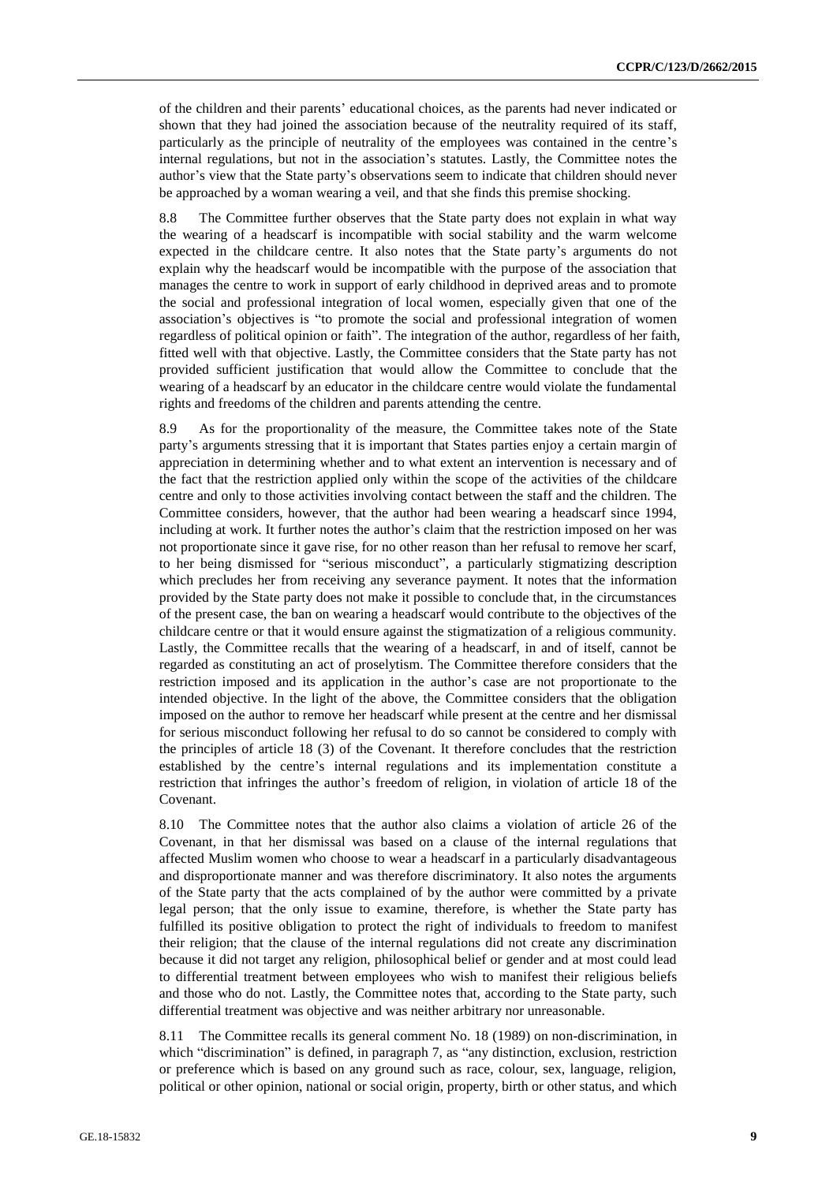of the children and their parents' educational choices, as the parents had never indicated or shown that they had joined the association because of the neutrality required of its staff, particularly as the principle of neutrality of the employees was contained in the centre's internal regulations, but not in the association's statutes. Lastly, the Committee notes the author's view that the State party's observations seem to indicate that children should never be approached by a woman wearing a veil, and that she finds this premise shocking.

8.8 The Committee further observes that the State party does not explain in what way the wearing of a headscarf is incompatible with social stability and the warm welcome expected in the childcare centre. It also notes that the State party's arguments do not explain why the headscarf would be incompatible with the purpose of the association that manages the centre to work in support of early childhood in deprived areas and to promote the social and professional integration of local women, especially given that one of the association's objectives is "to promote the social and professional integration of women regardless of political opinion or faith". The integration of the author, regardless of her faith, fitted well with that objective. Lastly, the Committee considers that the State party has not provided sufficient justification that would allow the Committee to conclude that the wearing of a headscarf by an educator in the childcare centre would violate the fundamental rights and freedoms of the children and parents attending the centre.

8.9 As for the proportionality of the measure, the Committee takes note of the State party's arguments stressing that it is important that States parties enjoy a certain margin of appreciation in determining whether and to what extent an intervention is necessary and of the fact that the restriction applied only within the scope of the activities of the childcare centre and only to those activities involving contact between the staff and the children. The Committee considers, however, that the author had been wearing a headscarf since 1994, including at work. It further notes the author's claim that the restriction imposed on her was not proportionate since it gave rise, for no other reason than her refusal to remove her scarf, to her being dismissed for "serious misconduct", a particularly stigmatizing description which precludes her from receiving any severance payment. It notes that the information provided by the State party does not make it possible to conclude that, in the circumstances of the present case, the ban on wearing a headscarf would contribute to the objectives of the childcare centre or that it would ensure against the stigmatization of a religious community. Lastly, the Committee recalls that the wearing of a headscarf, in and of itself, cannot be regarded as constituting an act of proselytism. The Committee therefore considers that the restriction imposed and its application in the author's case are not proportionate to the intended objective. In the light of the above, the Committee considers that the obligation imposed on the author to remove her headscarf while present at the centre and her dismissal for serious misconduct following her refusal to do so cannot be considered to comply with the principles of article 18 (3) of the Covenant. It therefore concludes that the restriction established by the centre's internal regulations and its implementation constitute a restriction that infringes the author's freedom of religion, in violation of article 18 of the Covenant.

8.10 The Committee notes that the author also claims a violation of article 26 of the Covenant, in that her dismissal was based on a clause of the internal regulations that affected Muslim women who choose to wear a headscarf in a particularly disadvantageous and disproportionate manner and was therefore discriminatory. It also notes the arguments of the State party that the acts complained of by the author were committed by a private legal person; that the only issue to examine, therefore, is whether the State party has fulfilled its positive obligation to protect the right of individuals to freedom to manifest their religion; that the clause of the internal regulations did not create any discrimination because it did not target any religion, philosophical belief or gender and at most could lead to differential treatment between employees who wish to manifest their religious beliefs and those who do not. Lastly, the Committee notes that, according to the State party, such differential treatment was objective and was neither arbitrary nor unreasonable.

8.11 The Committee recalls its general comment No. 18 (1989) on non-discrimination, in which "discrimination" is defined, in paragraph 7, as "any distinction, exclusion, restriction or preference which is based on any ground such as race, colour, sex, language, religion, political or other opinion, national or social origin, property, birth or other status, and which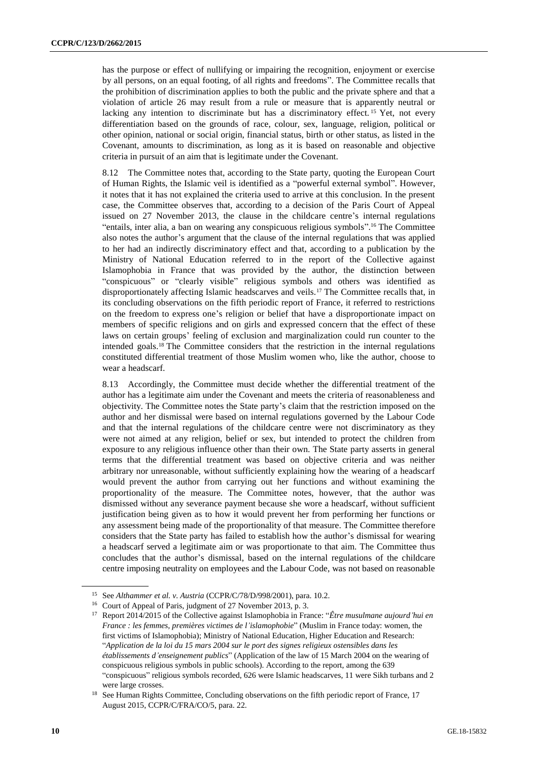has the purpose or effect of nullifying or impairing the recognition, enjoyment or exercise by all persons, on an equal footing, of all rights and freedoms". The Committee recalls that the prohibition of discrimination applies to both the public and the private sphere and that a violation of article 26 may result from a rule or measure that is apparently neutral or lacking any intention to discriminate but has a discriminatory effect.[15] Yet, not every differentiation based on the grounds of race, colour, sex, language, religion, political or other opinion, national or social origin, financial status, birth or other status, as listed in the Covenant, amounts to discrimination, as long as it is based on reasonable and objective criteria in pursuit of an aim that is legitimate under the Covenant.

8.12 The Committee notes that, according to the State party, quoting the European Court of Human Rights, the Islamic veil is identified as a "powerful external symbol". However, it notes that it has not explained the criteria used to arrive at this conclusion. In the present case, the Committee observes that, according to a decision of the Paris Court of Appeal issued on 27 November 2013, the clause in the childcare centre's internal regulations "entails, inter alia, a ban on wearing any conspicuous religious symbols".[16] The Committee also notes the author's argument that the clause of the internal regulations that was applied to her had an indirectly discriminatory effect and that, according to a publication by the Ministry of National Education referred to in the report of the Collective against Islamophobia in France that was provided by the author, the distinction between "conspicuous" or "clearly visible" religious symbols and others was identified as disproportionately affecting Islamic headscarves and veils.[17] The Committee recalls that, in its concluding observations on the fifth periodic report of France, it referred to restrictions on the freedom to express one's religion or belief that have a disproportionate impact on members of specific religions and on girls and expressed concern that the effect of these laws on certain groups' feeling of exclusion and marginalization could run counter to the intended goals.[18] The Committee considers that the restriction in the internal regulations constituted differential treatment of those Muslim women who, like the author, choose to wear a headscarf.

8.13 Accordingly, the Committee must decide whether the differential treatment of the author has a legitimate aim under the Covenant and meets the criteria of reasonableness and objectivity. The Committee notes the State party's claim that the restriction imposed on the author and her dismissal were based on internal regulations governed by the Labour Code and that the internal regulations of the childcare centre were not discriminatory as they were not aimed at any religion, belief or sex, but intended to protect the children from exposure to any religious influence other than their own. The State party asserts in general terms that the differential treatment was based on objective criteria and was neither arbitrary nor unreasonable, without sufficiently explaining how the wearing of a headscarf would prevent the author from carrying out her functions and without examining the proportionality of the measure. The Committee notes, however, that the author was dismissed without any severance payment because she wore a headscarf, without sufficient justification being given as to how it would prevent her from performing her functions or any assessment being made of the proportionality of that measure. The Committee therefore considers that the State party has failed to establish how the author's dismissal for wearing a headscarf served a legitimate aim or was proportionate to that aim. The Committee thus concludes that the author's dismissal, based on the internal regulations of the childcare centre imposing neutrality on employees and the Labour Code, was not based on reasonable

---

[15] See *Althammer et al. v. Austria* (CCPR/C/78/D/998/2001), para. 10.2.

[16] Court of Appeal of Paris, judgment of 27 November 2013, p. 3.

[17] Report 2014/2015 of the Collective against Islamophobia in France: "*Être musulmane aujourd'hui en France : les femmes, premières victimes de l'islamophobie*" (Muslim in France today: women, the first victims of Islamophobia); Ministry of National Education, Higher Education and Research: "*Application de la loi du 15 mars 2004 sur le port des signes religieux ostensibles dans les établissements d'enseignement publics*" (Application of the law of 15 March 2004 on the wearing of conspicuous religious symbols in public schools). According to the report, among the 639 "conspicuous" religious symbols recorded, 626 were Islamic headscarves, 11 were Sikh turbans and 2 were large crosses.

[18] See Human Rights Committee, Concluding observations on the fifth periodic report of France, 17 August 2015, CCPR/C/FRA/CO/5, para. 22.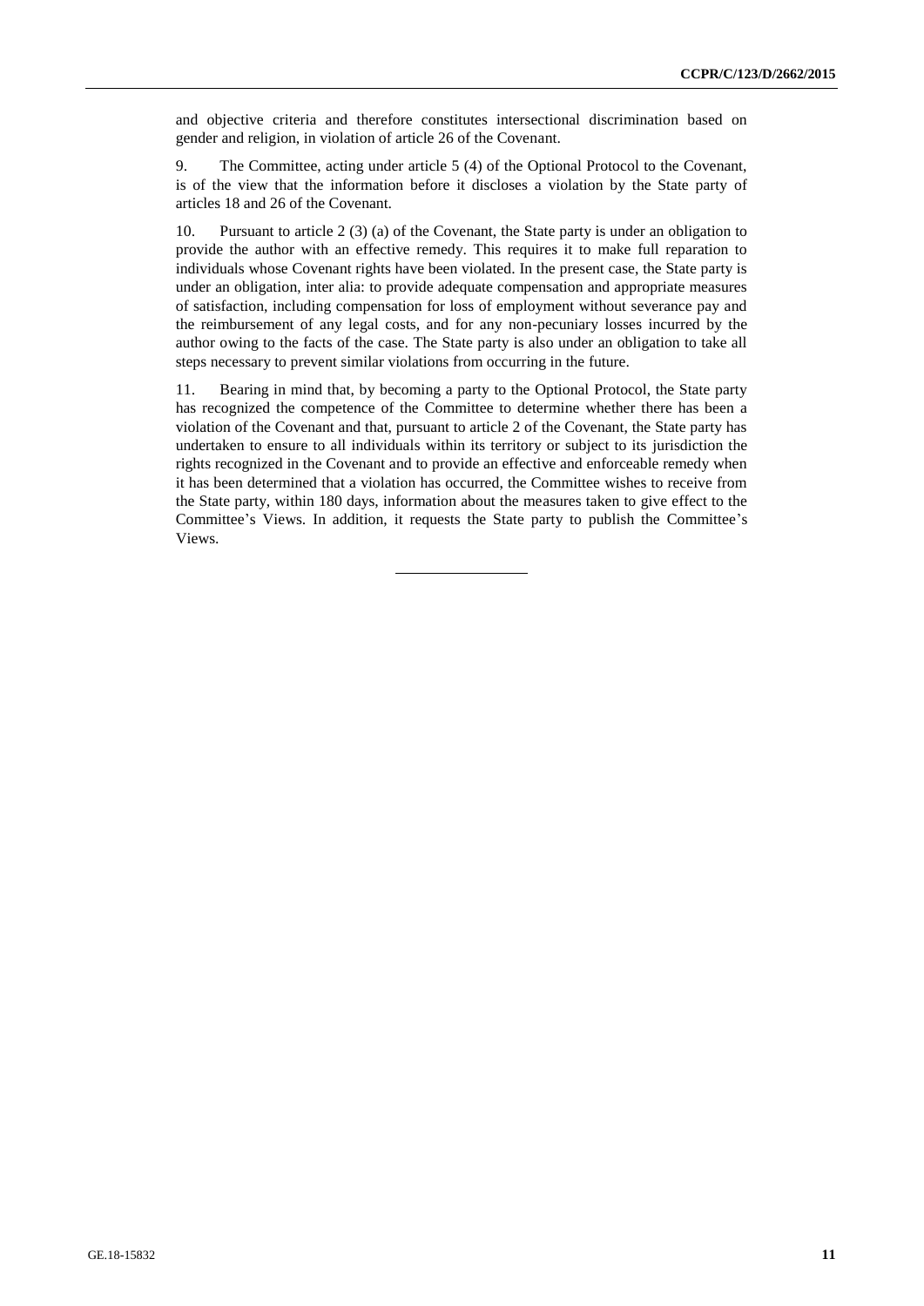and objective criteria and therefore constitutes intersectional discrimination based on gender and religion, in violation of article 26 of the Covenant.

9. The Committee, acting under article 5 (4) of the Optional Protocol to the Covenant, is of the view that the information before it discloses a violation by the State party of articles 18 and 26 of the Covenant.

10. Pursuant to article 2 (3) (a) of the Covenant, the State party is under an obligation to provide the author with an effective remedy. This requires it to make full reparation to individuals whose Covenant rights have been violated. In the present case, the State party is under an obligation, inter alia: to provide adequate compensation and appropriate measures of satisfaction, including compensation for loss of employment without severance pay and the reimbursement of any legal costs, and for any non-pecuniary losses incurred by the author owing to the facts of the case. The State party is also under an obligation to take all steps necessary to prevent similar violations from occurring in the future.

11. Bearing in mind that, by becoming a party to the Optional Protocol, the State party has recognized the competence of the Committee to determine whether there has been a violation of the Covenant and that, pursuant to article 2 of the Covenant, the State party has undertaken to ensure to all individuals within its territory or subject to its jurisdiction the rights recognized in the Covenant and to provide an effective and enforceable remedy when it has been determined that a violation has occurred, the Committee wishes to receive from the State party, within 180 days, information about the measures taken to give effect to the Committee's Views. In addition, it requests the State party to publish the Committee's Views.